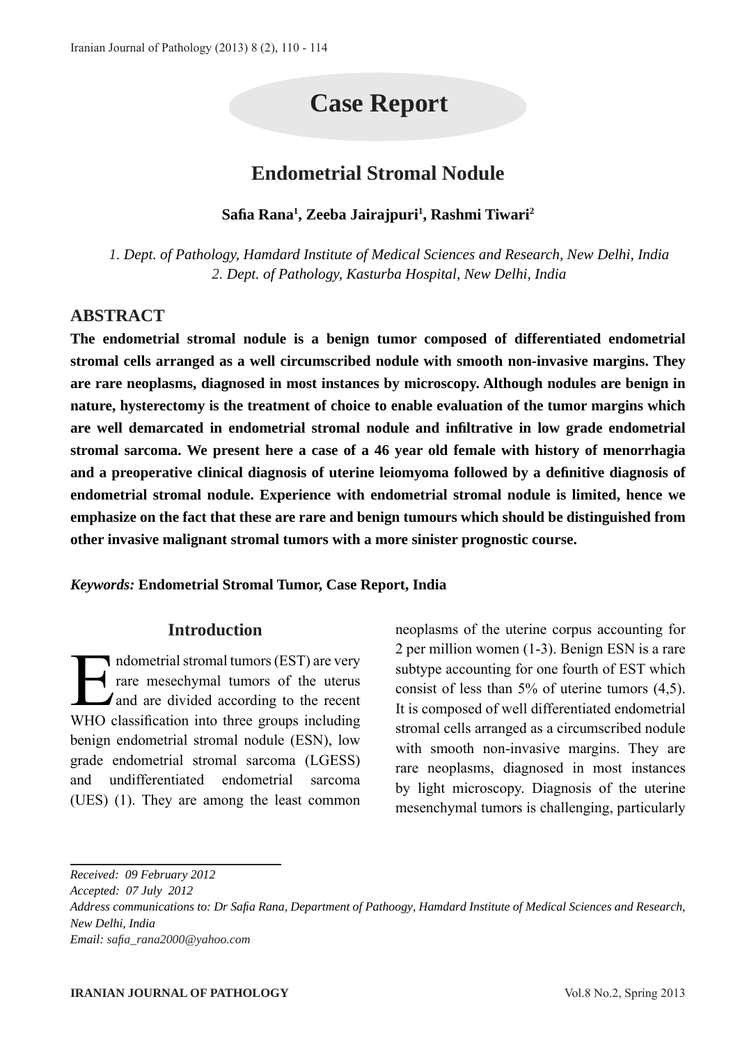Case Report

# Endometrial Stromal Nodule

**Safia Rana[1], Zeeba Jairajpuri[1], Rashmi Tiwari[2]**

*1. Dept. of Pathology, Hamdard Institute of Medical Sciences and Research, New Delhi, India*
*2. Dept. of Pathology, Kasturba Hospital, New Delhi, India*

## ABSTRACT

**The endometrial stromal nodule is a benign tumor composed of differentiated endometrial stromal cells arranged as a well circumscribed nodule with smooth non-invasive margins. They are rare neoplasms, diagnosed in most instances by microscopy. Although nodules are benign in nature, hysterectomy is the treatment of choice to enable evaluation of the tumor margins which are well demarcated in endometrial stromal nodule and infiltrative in low grade endometrial stromal sarcoma. We present here a case of a 46 year old female with history of menorrhagia and a preoperative clinical diagnosis of uterine leiomyoma followed by a definitive diagnosis of endometrial stromal nodule. Experience with endometrial stromal nodule is limited, hence we emphasize on the fact that these are rare and benign tumours which should be distinguished from other invasive malignant stromal tumors with a more sinister prognostic course.**

***Keywords:*** **Endometrial Stromal Tumor, Case Report, India**

## Introduction

Endometrial stromal tumors (EST) are very rare mesechymal tumors of the uterus and are divided according to the recent WHO classification into three groups including benign endometrial stromal nodule (ESN), low grade endometrial stromal sarcoma (LGESS) and undifferentiated endometrial sarcoma (UES) (1). They are among the least common neoplasms of the uterine corpus accounting for 2 per million women (1-3). Benign ESN is a rare subtype accounting for one fourth of EST which consist of less than 5% of uterine tumors (4,5). It is composed of well differentiated endometrial stromal cells arranged as a circumscribed nodule with smooth non-invasive margins. They are rare neoplasms, diagnosed in most instances by light microscopy. Diagnosis of the uterine mesenchymal tumors is challenging, particularly

*Received: 09 February 2012*
*Accepted: 07 July 2012*
*Address communications to: Dr Safia Rana, Department of Pathoogy, Hamdard Institute of Medical Sciences and Research, New Delhi, India*
*Email: safia_rana2000@yahoo.com*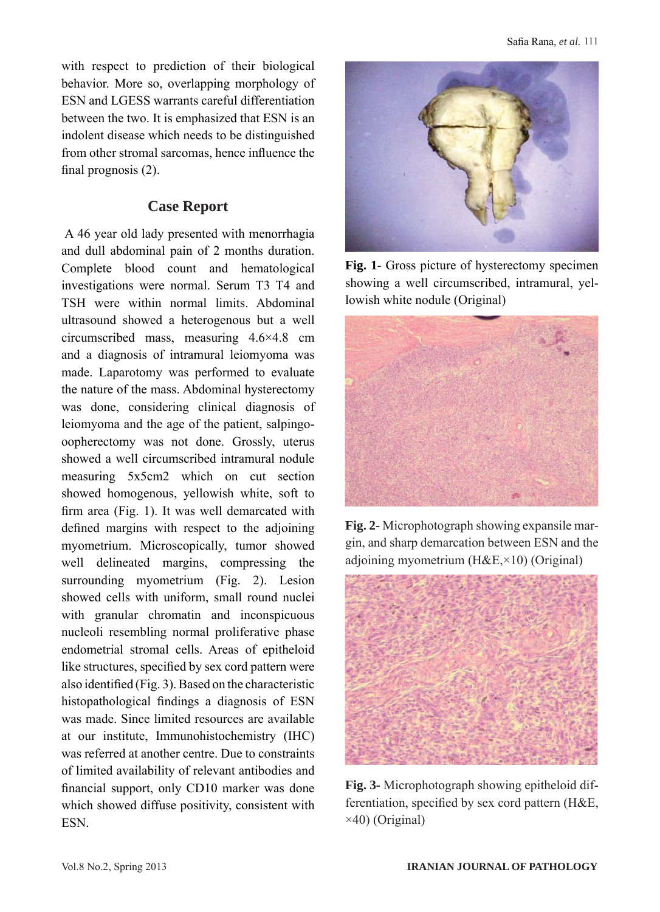with respect to prediction of their biological behavior. More so, overlapping morphology of ESN and LGESS warrants careful differentiation between the two. It is emphasized that ESN is an indolent disease which needs to be distinguished from other stromal sarcomas, hence influence the final prognosis (2).

## Case Report

A 46 year old lady presented with menorrhagia and dull abdominal pain of 2 months duration. Complete blood count and hematological investigations were normal. Serum T3 T4 and TSH were within normal limits. Abdominal ultrasound showed a heterogenous but a well circumscribed mass, measuring 4.6×4.8 cm and a diagnosis of intramural leiomyoma was made. Laparotomy was performed to evaluate the nature of the mass. Abdominal hysterectomy was done, considering clinical diagnosis of leiomyoma and the age of the patient, salpingo-oopherectomy was not done. Grossly, uterus showed a well circumscribed intramural nodule measuring 5x5cm2 which on cut section showed homogenous, yellowish white, soft to firm area (Fig. 1). It was well demarcated with defined margins with respect to the adjoining myometrium. Microscopically, tumor showed well delineated margins, compressing the surrounding myometrium (Fig. 2). Lesion showed cells with uniform, small round nuclei with granular chromatin and inconspicuous nucleoli resembling normal proliferative phase endometrial stromal cells. Areas of epitheloid like structures, specified by sex cord pattern were also identified (Fig. 3). Based on the characteristic histopathological findings a diagnosis of ESN was made. Since limited resources are available at our institute, Immunohistochemistry (IHC) was referred at another centre. Due to constraints of limited availability of relevant antibodies and financial support, only CD10 marker was done which showed diffuse positivity, consistent with ESN.

**Fig. 1**- Gross picture of hysterectomy specimen showing a well circumscribed, intramural, yellowish white nodule (Original)

**Fig. 2**- Microphotograph showing expansile margin, and sharp demarcation between ESN and the adjoining myometrium (H&E,×10) (Original)

**Fig. 3**- Microphotograph showing epitheloid differentiation, specified by sex cord pattern (H&E, ×40) (Original)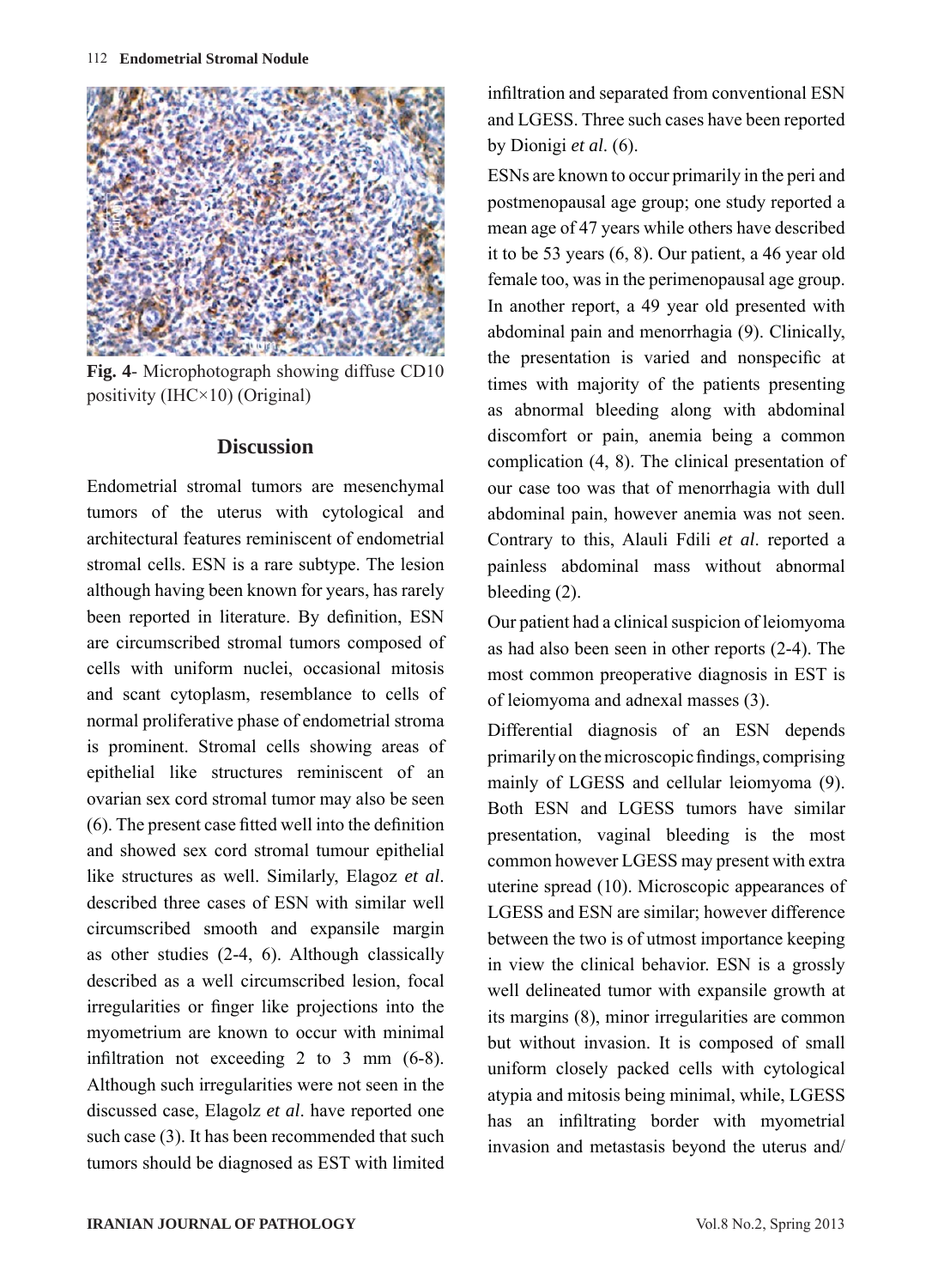**Fig. 4**- Microphotograph showing diffuse CD10 positivity (IHC×10) (Original)

## Discussion

Endometrial stromal tumors are mesenchymal tumors of the uterus with cytological and architectural features reminiscent of endometrial stromal cells. ESN is a rare subtype. The lesion although having been known for years, has rarely been reported in literature. By definition, ESN are circumscribed stromal tumors composed of cells with uniform nuclei, occasional mitosis and scant cytoplasm, resemblance to cells of normal proliferative phase of endometrial stroma is prominent. Stromal cells showing areas of epithelial like structures reminiscent of an ovarian sex cord stromal tumor may also be seen (6). The present case fitted well into the definition and showed sex cord stromal tumour epithelial like structures as well. Similarly, Elagoz *et al*. described three cases of ESN with similar well circumscribed smooth and expansile margin as other studies (2-4, 6). Although classically described as a well circumscribed lesion, focal irregularities or finger like projections into the myometrium are known to occur with minimal infiltration not exceeding 2 to 3 mm (6-8). Although such irregularities were not seen in the discussed case, Elagolz *et al*. have reported one such case (3). It has been recommended that such tumors should be diagnosed as EST with limited infiltration and separated from conventional ESN and LGESS. Three such cases have been reported by Dionigi *et al*. (6).

ESNs are known to occur primarily in the peri and postmenopausal age group; one study reported a mean age of 47 years while others have described it to be 53 years (6, 8). Our patient, a 46 year old female too, was in the perimenopausal age group. In another report, a 49 year old presented with abdominal pain and menorrhagia (9). Clinically, the presentation is varied and nonspecific at times with majority of the patients presenting as abnormal bleeding along with abdominal discomfort or pain, anemia being a common complication (4, 8). The clinical presentation of our case too was that of menorrhagia with dull abdominal pain, however anemia was not seen. Contrary to this, Alauli Fdili *et al*. reported a painless abdominal mass without abnormal bleeding (2).

Our patient had a clinical suspicion of leiomyoma as had also been seen in other reports (2-4). The most common preoperative diagnosis in EST is of leiomyoma and adnexal masses (3).

Differential diagnosis of an ESN depends primarily on the microscopic findings, comprising mainly of LGESS and cellular leiomyoma (9). Both ESN and LGESS tumors have similar presentation, vaginal bleeding is the most common however LGESS may present with extra uterine spread (10). Microscopic appearances of LGESS and ESN are similar; however difference between the two is of utmost importance keeping in view the clinical behavior. ESN is a grossly well delineated tumor with expansile growth at its margins (8), minor irregularities are common but without invasion. It is composed of small uniform closely packed cells with cytological atypia and mitosis being minimal, while, LGESS has an infiltrating border with myometrial invasion and metastasis beyond the uterus and/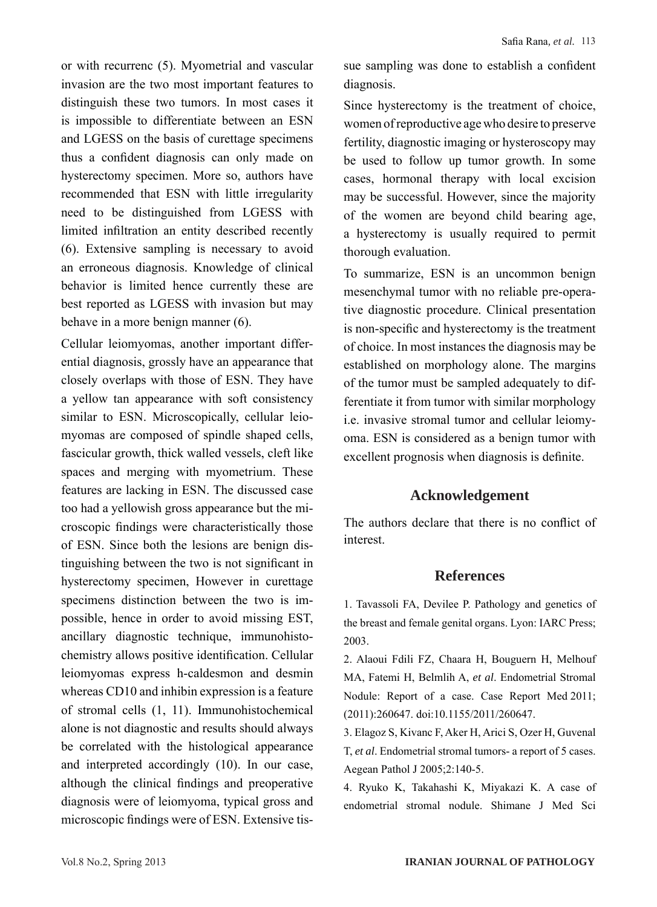or with recurrenc (5). Myometrial and vascular invasion are the two most important features to distinguish these two tumors. In most cases it is impossible to differentiate between an ESN and LGESS on the basis of curettage specimens thus a confident diagnosis can only made on hysterectomy specimen. More so, authors have recommended that ESN with little irregularity need to be distinguished from LGESS with limited infiltration an entity described recently (6). Extensive sampling is necessary to avoid an erroneous diagnosis. Knowledge of clinical behavior is limited hence currently these are best reported as LGESS with invasion but may behave in a more benign manner (6).

Cellular leiomyomas, another important differential diagnosis, grossly have an appearance that closely overlaps with those of ESN. They have a yellow tan appearance with soft consistency similar to ESN. Microscopically, cellular leiomyomas are composed of spindle shaped cells, fascicular growth, thick walled vessels, cleft like spaces and merging with myometrium. These features are lacking in ESN. The discussed case too had a yellowish gross appearance but the microscopic findings were characteristically those of ESN. Since both the lesions are benign distinguishing between the two is not significant in hysterectomy specimen, However in curettage specimens distinction between the two is impossible, hence in order to avoid missing EST, ancillary diagnostic technique, immunohistochemistry allows positive identification. Cellular leiomyomas express h-caldesmon and desmin whereas CD10 and inhibin expression is a feature of stromal cells (1, 11). Immunohistochemical alone is not diagnostic and results should always be correlated with the histological appearance and interpreted accordingly (10). In our case, although the clinical findings and preoperative diagnosis were of leiomyoma, typical gross and microscopic findings were of ESN. Extensive tissue sampling was done to establish a confident diagnosis.

Since hysterectomy is the treatment of choice, women of reproductive age who desire to preserve fertility, diagnostic imaging or hysteroscopy may be used to follow up tumor growth. In some cases, hormonal therapy with local excision may be successful. However, since the majority of the women are beyond child bearing age, a hysterectomy is usually required to permit thorough evaluation.

To summarize, ESN is an uncommon benign mesenchymal tumor with no reliable pre-operative diagnostic procedure. Clinical presentation is non-specific and hysterectomy is the treatment of choice. In most instances the diagnosis may be established on morphology alone. The margins of the tumor must be sampled adequately to differentiate it from tumor with similar morphology i.e. invasive stromal tumor and cellular leiomyoma. ESN is considered as a benign tumor with excellent prognosis when diagnosis is definite.

## Acknowledgement

The authors declare that there is no conflict of interest.

## References

1. Tavassoli FA, Devilee P. Pathology and genetics of the breast and female genital organs. Lyon: IARC Press; 2003.
2. Alaoui Fdili FZ, Chaara H, Bouguern H, Melhouf MA, Fatemi H, Belmlih A, *et al*. Endometrial Stromal Nodule: Report of a case. Case Report Med 2011; (2011):260647. doi:10.1155/2011/260647.
3. Elagoz S, Kivanc F, Aker H, Arici S, Ozer H, Guvenal T, *et al*. Endometrial stromal tumors- a report of 5 cases. Aegean Pathol J 2005;2:140-5.
4. Ryuko K, Takahashi K, Miyakazi K. A case of endometrial stromal nodule. Shimane J Med Sci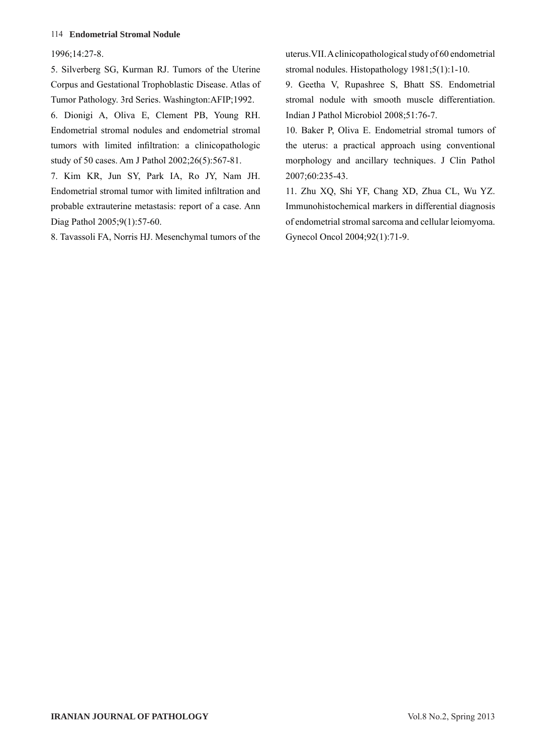1996;14:27-8.

5. Silverberg SG, Kurman RJ. Tumors of the Uterine Corpus and Gestational Trophoblastic Disease. Atlas of Tumor Pathology. 3rd Series. Washington:AFIP;1992.

6. Dionigi A, Oliva E, Clement PB, Young RH. Endometrial stromal nodules and endometrial stromal tumors with limited infiltration: a clinicopathologic study of 50 cases. Am J Pathol 2002;26(5):567-81.

7. Kim KR, Jun SY, Park IA, Ro JY, Nam JH. Endometrial stromal tumor with limited infiltration and probable extrauterine metastasis: report of a case. Ann Diag Pathol 2005;9(1):57-60.

8. Tavassoli FA, Norris HJ. Mesenchymal tumors of the uterus.VII.A clinicopathological study of 60 endometrial stromal nodules. Histopathology 1981;5(1):1-10.

9. Geetha V, Rupashree S, Bhatt SS. Endometrial stromal nodule with smooth muscle differentiation. Indian J Pathol Microbiol 2008;51:76-7.

10. Baker P, Oliva E. Endometrial stromal tumors of the uterus: a practical approach using conventional morphology and ancillary techniques. J Clin Pathol 2007;60:235-43.

11. Zhu XQ, Shi YF, Chang XD, Zhua CL, Wu YZ. Immunohistochemical markers in differential diagnosis of endometrial stromal sarcoma and cellular leiomyoma. Gynecol Oncol 2004;92(1):71-9.